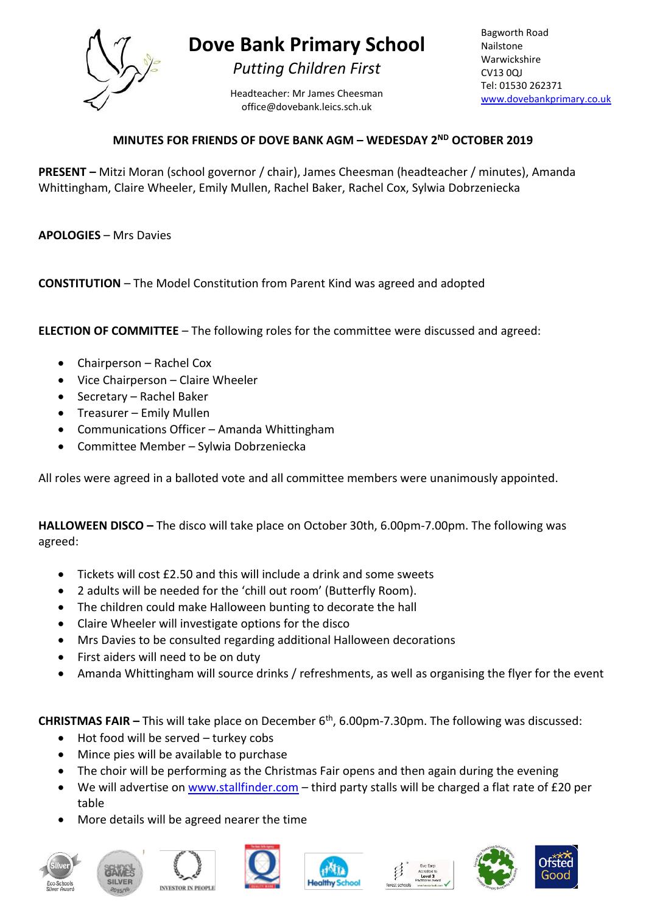# Dove Bank Primary School

*Putting Children First*

Headteacher: Mr James Cheesman
office@dovebank.leics.sch.uk

Bagworth Road
Nailstone
Warwickshire
CV13 0QJ
Tel: 01530 262371
www.dovebankprimary.co.uk

## MINUTES FOR FRIENDS OF DOVE BANK AGM – WEDESDAY 2ND OCTOBER 2019

**PRESENT –** Mitzi Moran (school governor / chair), James Cheesman (headteacher / minutes), Amanda Whittingham, Claire Wheeler, Emily Mullen, Rachel Baker, Rachel Cox, Sylwia Dobrzeniecka

**APOLOGIES** – Mrs Davies

**CONSTITUTION** – The Model Constitution from Parent Kind was agreed and adopted

**ELECTION OF COMMITTEE** – The following roles for the committee were discussed and agreed:

- Chairperson – Rachel Cox
- Vice Chairperson – Claire Wheeler
- Secretary – Rachel Baker
- Treasurer – Emily Mullen
- Communications Officer – Amanda Whittingham
- Committee Member – Sylwia Dobrzeniecka

All roles were agreed in a balloted vote and all committee members were unanimously appointed.

**HALLOWEEN DISCO –** The disco will take place on October 30th, 6.00pm-7.00pm. The following was agreed:

- Tickets will cost £2.50 and this will include a drink and some sweets
- 2 adults will be needed for the 'chill out room' (Butterfly Room).
- The children could make Halloween bunting to decorate the hall
- Claire Wheeler will investigate options for the disco
- Mrs Davies to be consulted regarding additional Halloween decorations
- First aiders will need to be on duty
- Amanda Whittingham will source drinks / refreshments, as well as organising the flyer for the event

**CHRISTMAS FAIR –** This will take place on December 6th, 6.00pm-7.30pm. The following was discussed:

- Hot food will be served – turkey cobs
- Mince pies will be available to purchase
- The choir will be performing as the Christmas Fair opens and then again during the evening
- We will advertise on www.stallfinder.com – third party stalls will be charged a flat rate of £20 per table
- More details will be agreed nearer the time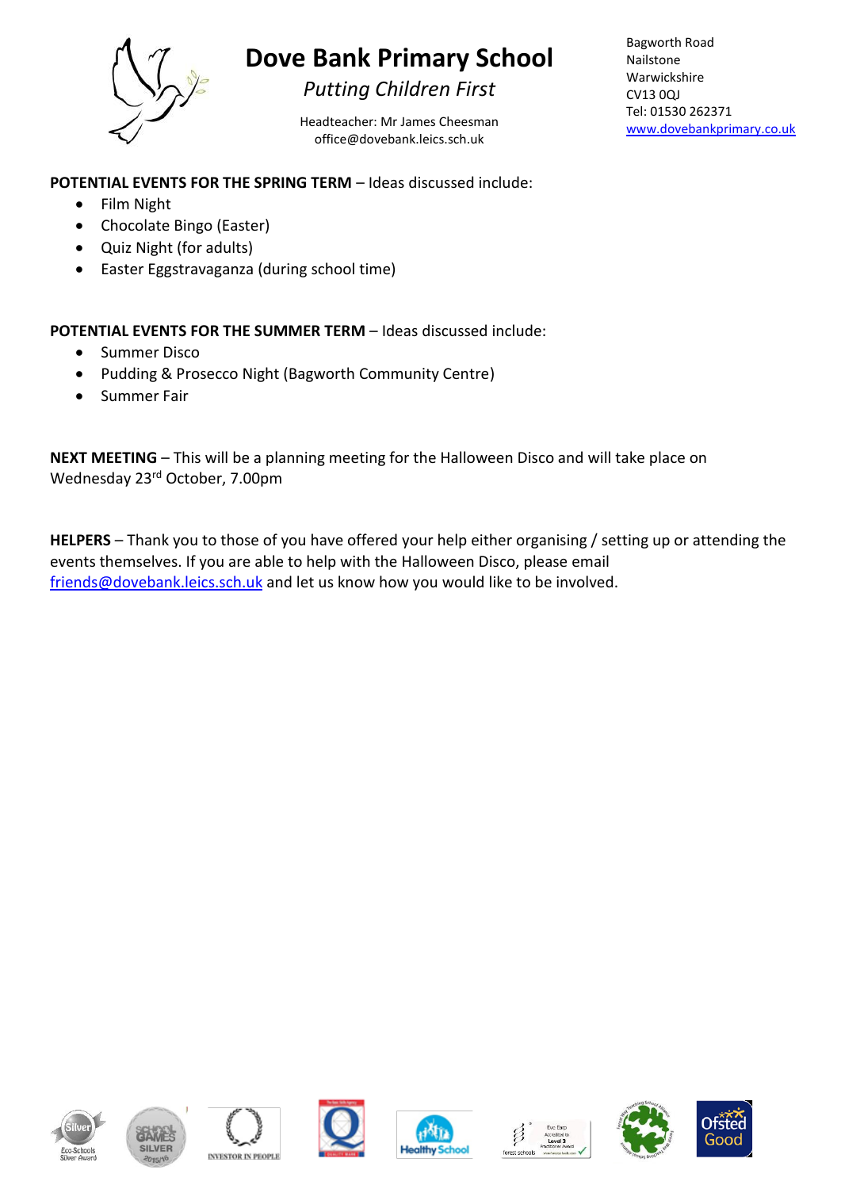# Dove Bank Primary School

*Putting Children First*

Headteacher: Mr James Cheesman
office@dovebank.leics.sch.uk

Bagworth Road
Nailstone
Warwickshire
CV13 0QJ
Tel: 01530 262371
www.dovebankprimary.co.uk

**POTENTIAL EVENTS FOR THE SPRING TERM** – Ideas discussed include:

- Film Night
- Chocolate Bingo (Easter)
- Quiz Night (for adults)
- Easter Eggstravaganza (during school time)

**POTENTIAL EVENTS FOR THE SUMMER TERM** – Ideas discussed include:

- Summer Disco
- Pudding & Prosecco Night (Bagworth Community Centre)
- Summer Fair

**NEXT MEETING** – This will be a planning meeting for the Halloween Disco and will take place on Wednesday 23rd October, 7.00pm

**HELPERS** – Thank you to those of you have offered your help either organising / setting up or attending the events themselves. If you are able to help with the Halloween Disco, please email friends@dovebank.leics.sch.uk and let us know how you would like to be involved.